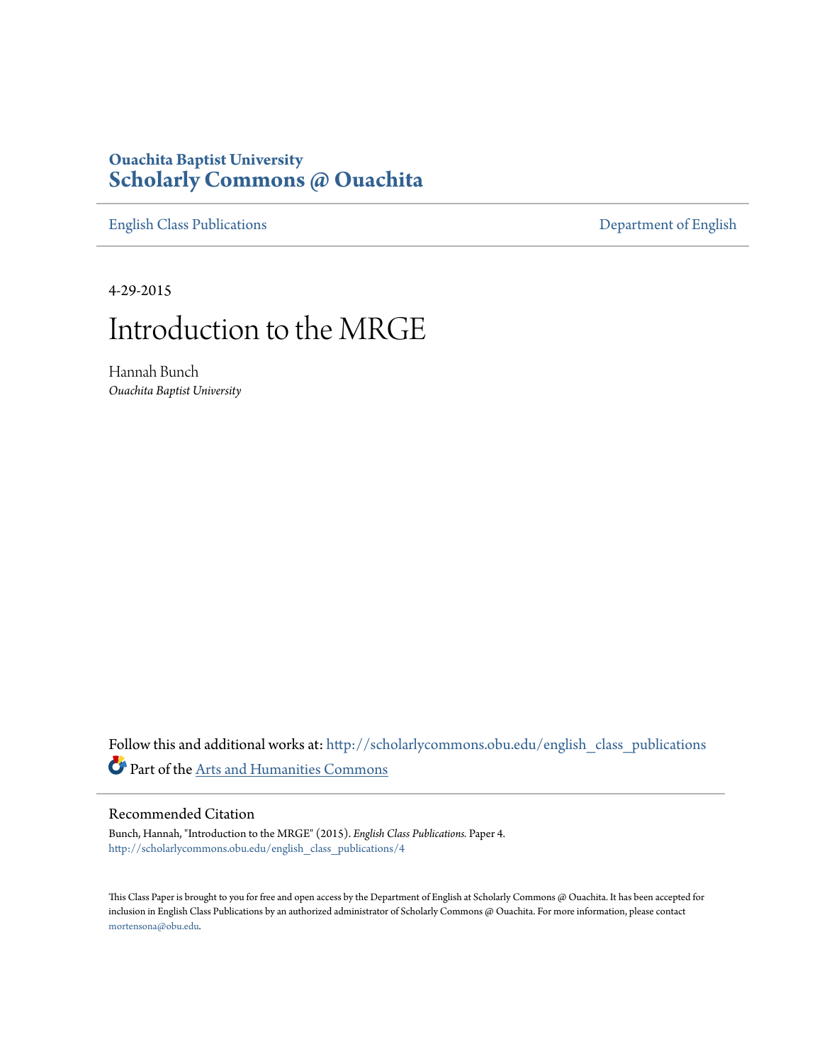Ouachita Baptist University

# Scholarly Commons @ Ouachita

English Class Publications | Department of English

4-29-2015

# Introduction to the MRGE

Hannah Bunch
*Ouachita Baptist University*

Follow this and additional works at: http://scholarlycommons.obu.edu/english_class_publications

Part of the Arts and Humanities Commons

## Recommended Citation

Bunch, Hannah, "Introduction to the MRGE" (2015). *English Class Publications.* Paper 4.
http://scholarlycommons.obu.edu/english_class_publications/4

This Class Paper is brought to you for free and open access by the Department of English at Scholarly Commons @ Ouachita. It has been accepted for inclusion in English Class Publications by an authorized administrator of Scholarly Commons @ Ouachita. For more information, please contact mortensona@obu.edu.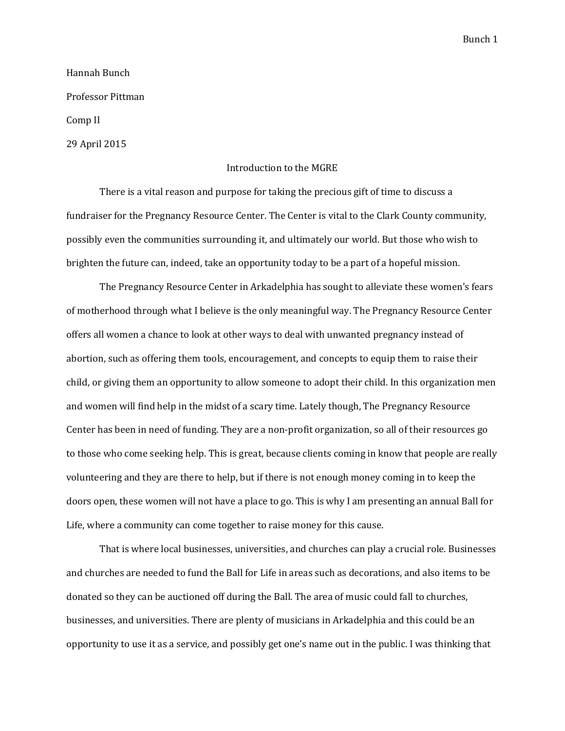Hannah Bunch

Professor Pittman

Comp II

29 April 2015

# Introduction to the MGRE

There is a vital reason and purpose for taking the precious gift of time to discuss a fundraiser for the Pregnancy Resource Center. The Center is vital to the Clark County community, possibly even the communities surrounding it, and ultimately our world. But those who wish to brighten the future can, indeed, take an opportunity today to be a part of a hopeful mission.

The Pregnancy Resource Center in Arkadelphia has sought to alleviate these women's fears of motherhood through what I believe is the only meaningful way. The Pregnancy Resource Center offers all women a chance to look at other ways to deal with unwanted pregnancy instead of abortion, such as offering them tools, encouragement, and concepts to equip them to raise their child, or giving them an opportunity to allow someone to adopt their child. In this organization men and women will find help in the midst of a scary time. Lately though, The Pregnancy Resource Center has been in need of funding. They are a non-profit organization, so all of their resources go to those who come seeking help. This is great, because clients coming in know that people are really volunteering and they are there to help, but if there is not enough money coming in to keep the doors open, these women will not have a place to go. This is why I am presenting an annual Ball for Life, where a community can come together to raise money for this cause.

That is where local businesses, universities, and churches can play a crucial role. Businesses and churches are needed to fund the Ball for Life in areas such as decorations, and also items to be donated so they can be auctioned off during the Ball. The area of music could fall to churches, businesses, and universities. There are plenty of musicians in Arkadelphia and this could be an opportunity to use it as a service, and possibly get one's name out in the public. I was thinking that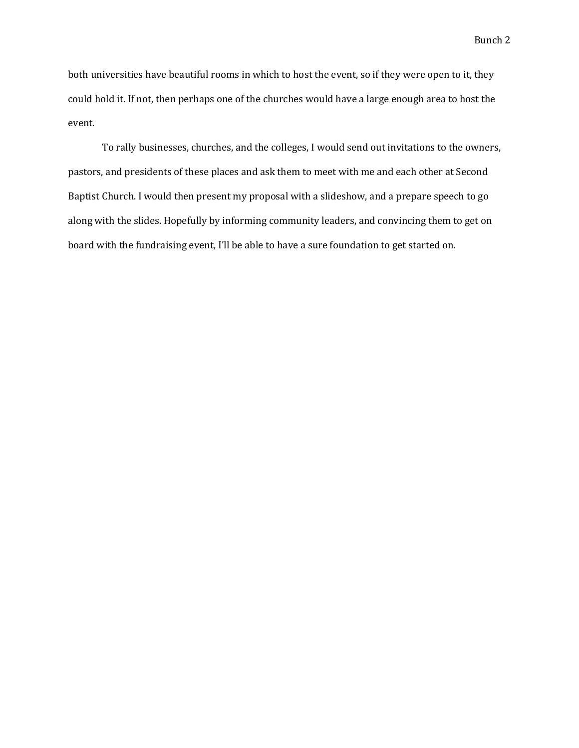both universities have beautiful rooms in which to host the event, so if they were open to it, they could hold it. If not, then perhaps one of the churches would have a large enough area to host the event.

To rally businesses, churches, and the colleges, I would send out invitations to the owners, pastors, and presidents of these places and ask them to meet with me and each other at Second Baptist Church. I would then present my proposal with a slideshow, and a prepare speech to go along with the slides. Hopefully by informing community leaders, and convincing them to get on board with the fundraising event, I'll be able to have a sure foundation to get started on.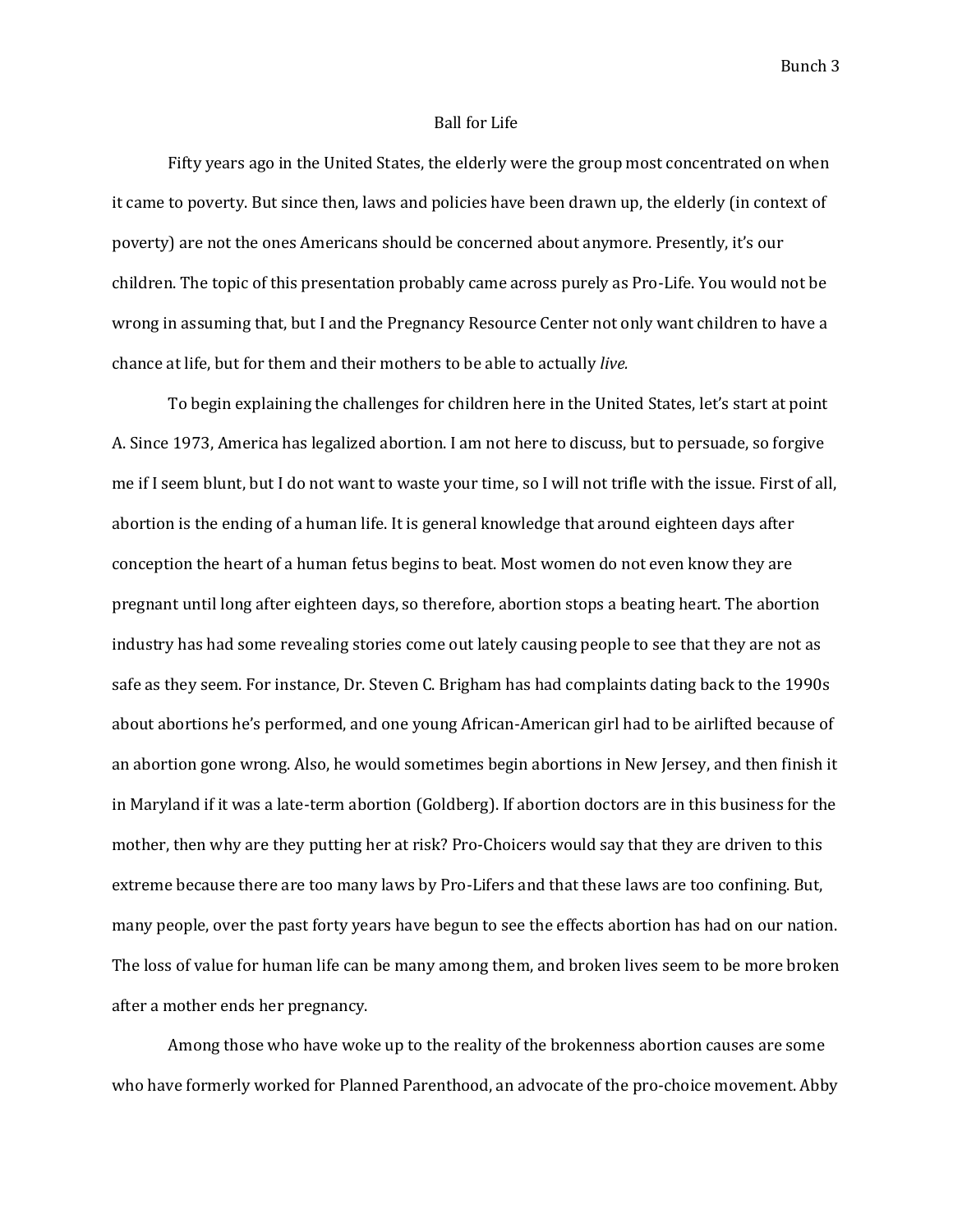# Ball for Life

Fifty years ago in the United States, the elderly were the group most concentrated on when it came to poverty. But since then, laws and policies have been drawn up, the elderly (in context of poverty) are not the ones Americans should be concerned about anymore. Presently, it's our children. The topic of this presentation probably came across purely as Pro-Life. You would not be wrong in assuming that, but I and the Pregnancy Resource Center not only want children to have a chance at life, but for them and their mothers to be able to actually *live.*

To begin explaining the challenges for children here in the United States, let's start at point A. Since 1973, America has legalized abortion. I am not here to discuss, but to persuade, so forgive me if I seem blunt, but I do not want to waste your time, so I will not trifle with the issue. First of all, abortion is the ending of a human life. It is general knowledge that around eighteen days after conception the heart of a human fetus begins to beat. Most women do not even know they are pregnant until long after eighteen days, so therefore, abortion stops a beating heart. The abortion industry has had some revealing stories come out lately causing people to see that they are not as safe as they seem. For instance, Dr. Steven C. Brigham has had complaints dating back to the 1990s about abortions he's performed, and one young African-American girl had to be airlifted because of an abortion gone wrong. Also, he would sometimes begin abortions in New Jersey, and then finish it in Maryland if it was a late-term abortion (Goldberg). If abortion doctors are in this business for the mother, then why are they putting her at risk? Pro-Choicers would say that they are driven to this extreme because there are too many laws by Pro-Lifers and that these laws are too confining. But, many people, over the past forty years have begun to see the effects abortion has had on our nation. The loss of value for human life can be many among them, and broken lives seem to be more broken after a mother ends her pregnancy.

Among those who have woke up to the reality of the brokenness abortion causes are some who have formerly worked for Planned Parenthood, an advocate of the pro-choice movement. Abby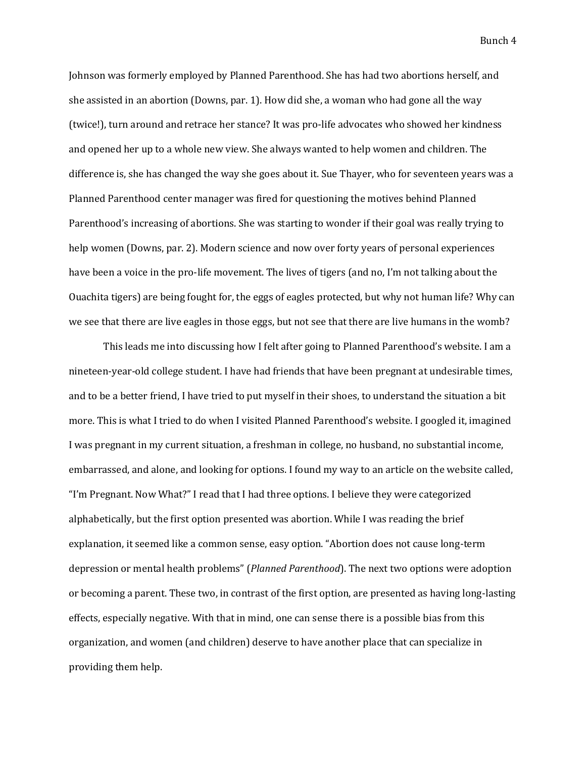Johnson was formerly employed by Planned Parenthood. She has had two abortions herself, and she assisted in an abortion (Downs, par. 1). How did she, a woman who had gone all the way (twice!), turn around and retrace her stance? It was pro-life advocates who showed her kindness and opened her up to a whole new view. She always wanted to help women and children. The difference is, she has changed the way she goes about it. Sue Thayer, who for seventeen years was a Planned Parenthood center manager was fired for questioning the motives behind Planned Parenthood's increasing of abortions. She was starting to wonder if their goal was really trying to help women (Downs, par. 2). Modern science and now over forty years of personal experiences have been a voice in the pro-life movement. The lives of tigers (and no, I'm not talking about the Ouachita tigers) are being fought for, the eggs of eagles protected, but why not human life? Why can we see that there are live eagles in those eggs, but not see that there are live humans in the womb?

This leads me into discussing how I felt after going to Planned Parenthood's website. I am a nineteen-year-old college student. I have had friends that have been pregnant at undesirable times, and to be a better friend, I have tried to put myself in their shoes, to understand the situation a bit more. This is what I tried to do when I visited Planned Parenthood's website. I googled it, imagined I was pregnant in my current situation, a freshman in college, no husband, no substantial income, embarrassed, and alone, and looking for options. I found my way to an article on the website called, "I'm Pregnant. Now What?" I read that I had three options. I believe they were categorized alphabetically, but the first option presented was abortion. While I was reading the brief explanation, it seemed like a common sense, easy option. "Abortion does not cause long-term depression or mental health problems" (*Planned Parenthood*). The next two options were adoption or becoming a parent. These two, in contrast of the first option, are presented as having long-lasting effects, especially negative. With that in mind, one can sense there is a possible bias from this organization, and women (and children) deserve to have another place that can specialize in providing them help.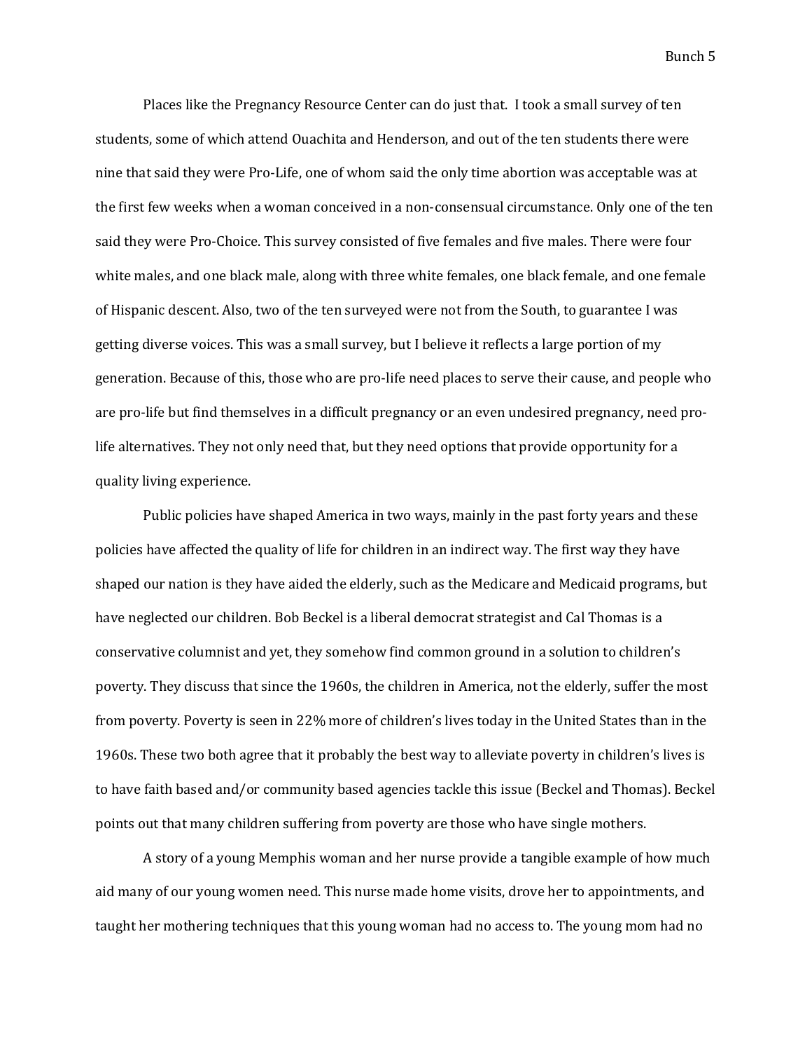Places like the Pregnancy Resource Center can do just that. I took a small survey of ten students, some of which attend Ouachita and Henderson, and out of the ten students there were nine that said they were Pro-Life, one of whom said the only time abortion was acceptable was at the first few weeks when a woman conceived in a non-consensual circumstance. Only one of the ten said they were Pro-Choice. This survey consisted of five females and five males. There were four white males, and one black male, along with three white females, one black female, and one female of Hispanic descent. Also, two of the ten surveyed were not from the South, to guarantee I was getting diverse voices. This was a small survey, but I believe it reflects a large portion of my generation. Because of this, those who are pro-life need places to serve their cause, and people who are pro-life but find themselves in a difficult pregnancy or an even undesired pregnancy, need pro-life alternatives. They not only need that, but they need options that provide opportunity for a quality living experience.

Public policies have shaped America in two ways, mainly in the past forty years and these policies have affected the quality of life for children in an indirect way. The first way they have shaped our nation is they have aided the elderly, such as the Medicare and Medicaid programs, but have neglected our children. Bob Beckel is a liberal democrat strategist and Cal Thomas is a conservative columnist and yet, they somehow find common ground in a solution to children's poverty. They discuss that since the 1960s, the children in America, not the elderly, suffer the most from poverty. Poverty is seen in 22% more of children's lives today in the United States than in the 1960s. These two both agree that it probably the best way to alleviate poverty in children's lives is to have faith based and/or community based agencies tackle this issue (Beckel and Thomas). Beckel points out that many children suffering from poverty are those who have single mothers.

A story of a young Memphis woman and her nurse provide a tangible example of how much aid many of our young women need. This nurse made home visits, drove her to appointments, and taught her mothering techniques that this young woman had no access to. The young mom had no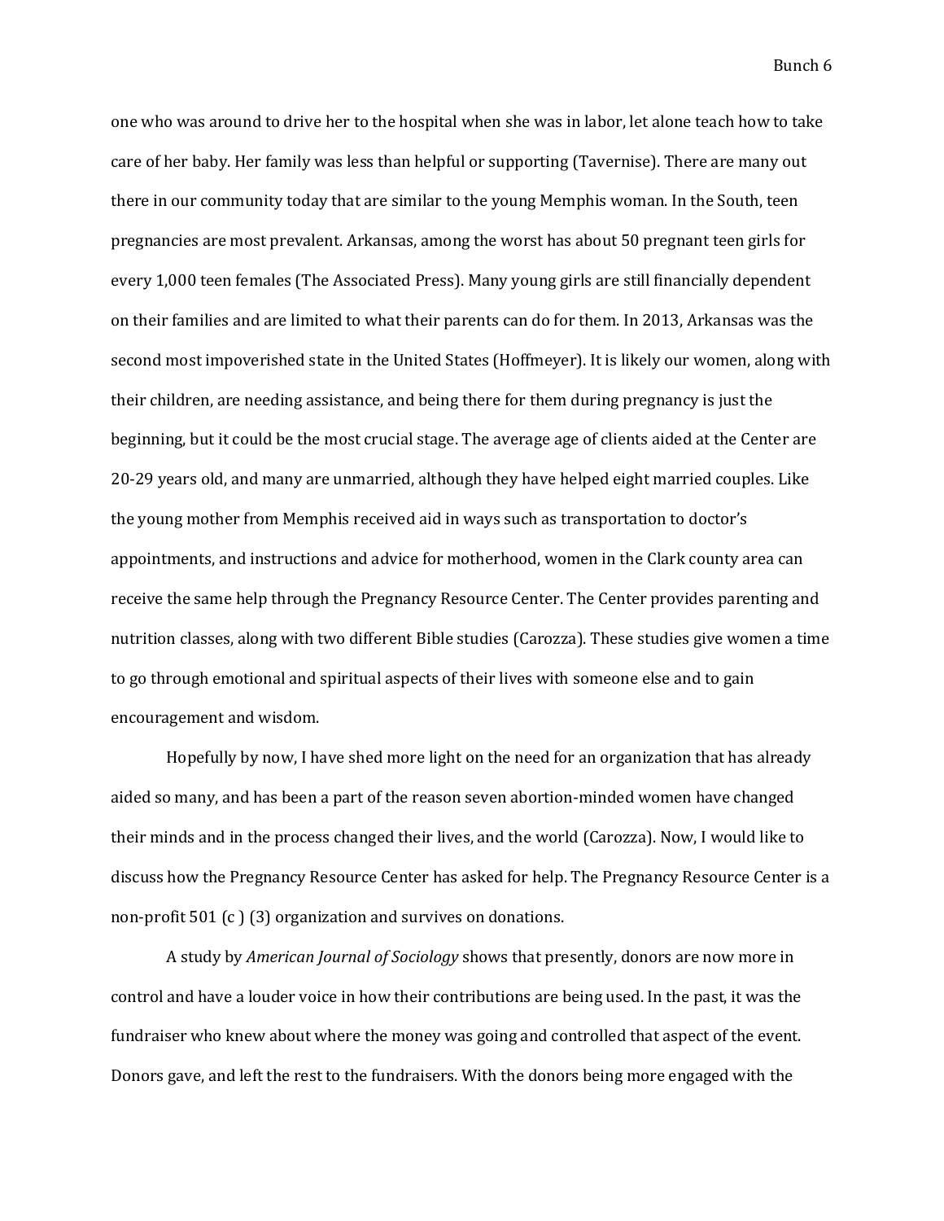one who was around to drive her to the hospital when she was in labor, let alone teach how to take care of her baby. Her family was less than helpful or supporting (Tavernise). There are many out there in our community today that are similar to the young Memphis woman. In the South, teen pregnancies are most prevalent. Arkansas, among the worst has about 50 pregnant teen girls for every 1,000 teen females (The Associated Press). Many young girls are still financially dependent on their families and are limited to what their parents can do for them. In 2013, Arkansas was the second most impoverished state in the United States (Hoffmeyer). It is likely our women, along with their children, are needing assistance, and being there for them during pregnancy is just the beginning, but it could be the most crucial stage. The average age of clients aided at the Center are 20-29 years old, and many are unmarried, although they have helped eight married couples. Like the young mother from Memphis received aid in ways such as transportation to doctor's appointments, and instructions and advice for motherhood, women in the Clark county area can receive the same help through the Pregnancy Resource Center. The Center provides parenting and nutrition classes, along with two different Bible studies (Carozza). These studies give women a time to go through emotional and spiritual aspects of their lives with someone else and to gain encouragement and wisdom.

Hopefully by now, I have shed more light on the need for an organization that has already aided so many, and has been a part of the reason seven abortion-minded women have changed their minds and in the process changed their lives, and the world (Carozza). Now, I would like to discuss how the Pregnancy Resource Center has asked for help. The Pregnancy Resource Center is a non-profit 501 (c ) (3) organization and survives on donations.

A study by *American Journal of Sociology* shows that presently, donors are now more in control and have a louder voice in how their contributions are being used. In the past, it was the fundraiser who knew about where the money was going and controlled that aspect of the event. Donors gave, and left the rest to the fundraisers. With the donors being more engaged with the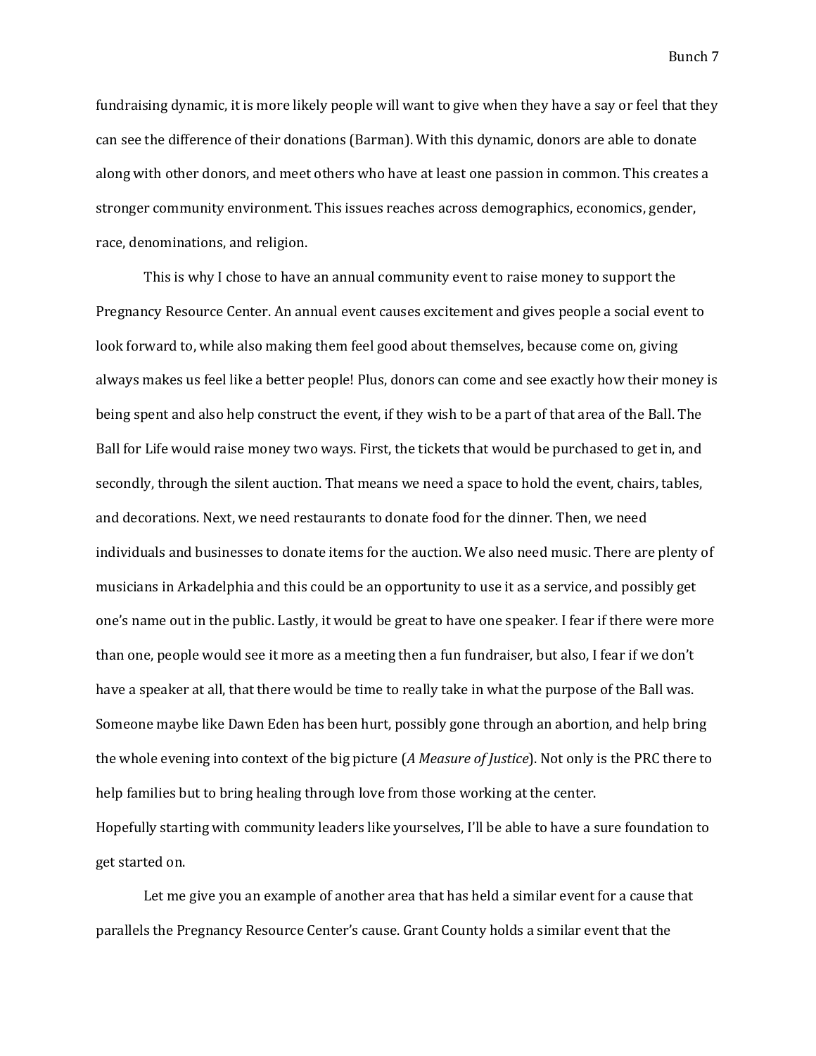fundraising dynamic, it is more likely people will want to give when they have a say or feel that they can see the difference of their donations (Barman). With this dynamic, donors are able to donate along with other donors, and meet others who have at least one passion in common. This creates a stronger community environment. This issues reaches across demographics, economics, gender, race, denominations, and religion.

This is why I chose to have an annual community event to raise money to support the Pregnancy Resource Center. An annual event causes excitement and gives people a social event to look forward to, while also making them feel good about themselves, because come on, giving always makes us feel like a better people! Plus, donors can come and see exactly how their money is being spent and also help construct the event, if they wish to be a part of that area of the Ball. The Ball for Life would raise money two ways. First, the tickets that would be purchased to get in, and secondly, through the silent auction. That means we need a space to hold the event, chairs, tables, and decorations. Next, we need restaurants to donate food for the dinner. Then, we need individuals and businesses to donate items for the auction. We also need music. There are plenty of musicians in Arkadelphia and this could be an opportunity to use it as a service, and possibly get one's name out in the public. Lastly, it would be great to have one speaker. I fear if there were more than one, people would see it more as a meeting then a fun fundraiser, but also, I fear if we don't have a speaker at all, that there would be time to really take in what the purpose of the Ball was. Someone maybe like Dawn Eden has been hurt, possibly gone through an abortion, and help bring the whole evening into context of the big picture (*A Measure of Justice*). Not only is the PRC there to help families but to bring healing through love from those working at the center.
Hopefully starting with community leaders like yourselves, I'll be able to have a sure foundation to get started on.

Let me give you an example of another area that has held a similar event for a cause that parallels the Pregnancy Resource Center's cause. Grant County holds a similar event that the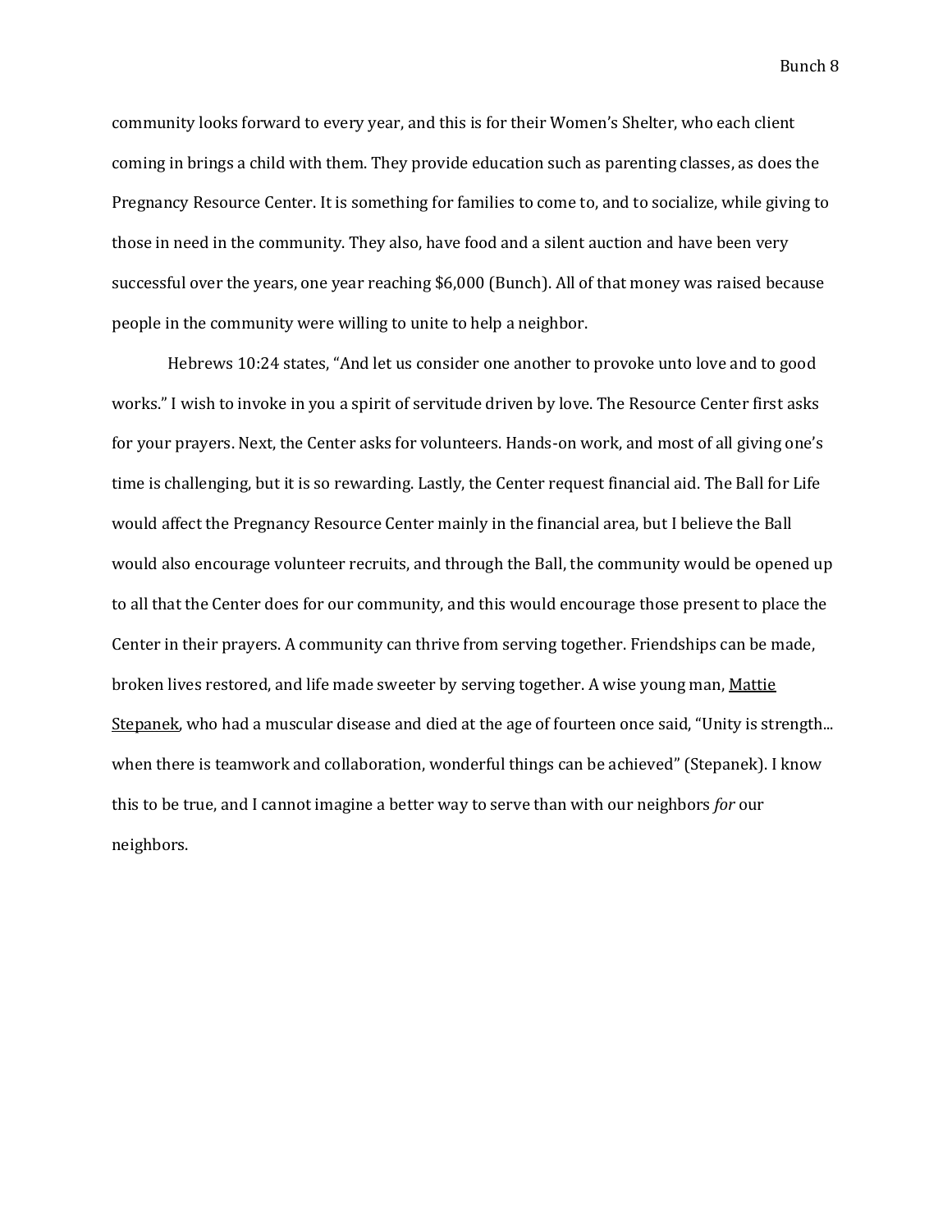community looks forward to every year, and this is for their Women's Shelter, who each client coming in brings a child with them. They provide education such as parenting classes, as does the Pregnancy Resource Center. It is something for families to come to, and to socialize, while giving to those in need in the community. They also, have food and a silent auction and have been very successful over the years, one year reaching $6,000 (Bunch). All of that money was raised because people in the community were willing to unite to help a neighbor.

Hebrews 10:24 states, "And let us consider one another to provoke unto love and to good works." I wish to invoke in you a spirit of servitude driven by love. The Resource Center first asks for your prayers. Next, the Center asks for volunteers. Hands-on work, and most of all giving one's time is challenging, but it is so rewarding. Lastly, the Center request financial aid. The Ball for Life would affect the Pregnancy Resource Center mainly in the financial area, but I believe the Ball would also encourage volunteer recruits, and through the Ball, the community would be opened up to all that the Center does for our community, and this would encourage those present to place the Center in their prayers. A community can thrive from serving together. Friendships can be made, broken lives restored, and life made sweeter by serving together. A wise young man, Mattie Stepanek, who had a muscular disease and died at the age of fourteen once said, "Unity is strength... when there is teamwork and collaboration, wonderful things can be achieved" (Stepanek). I know this to be true, and I cannot imagine a better way to serve than with our neighbors *for* our neighbors.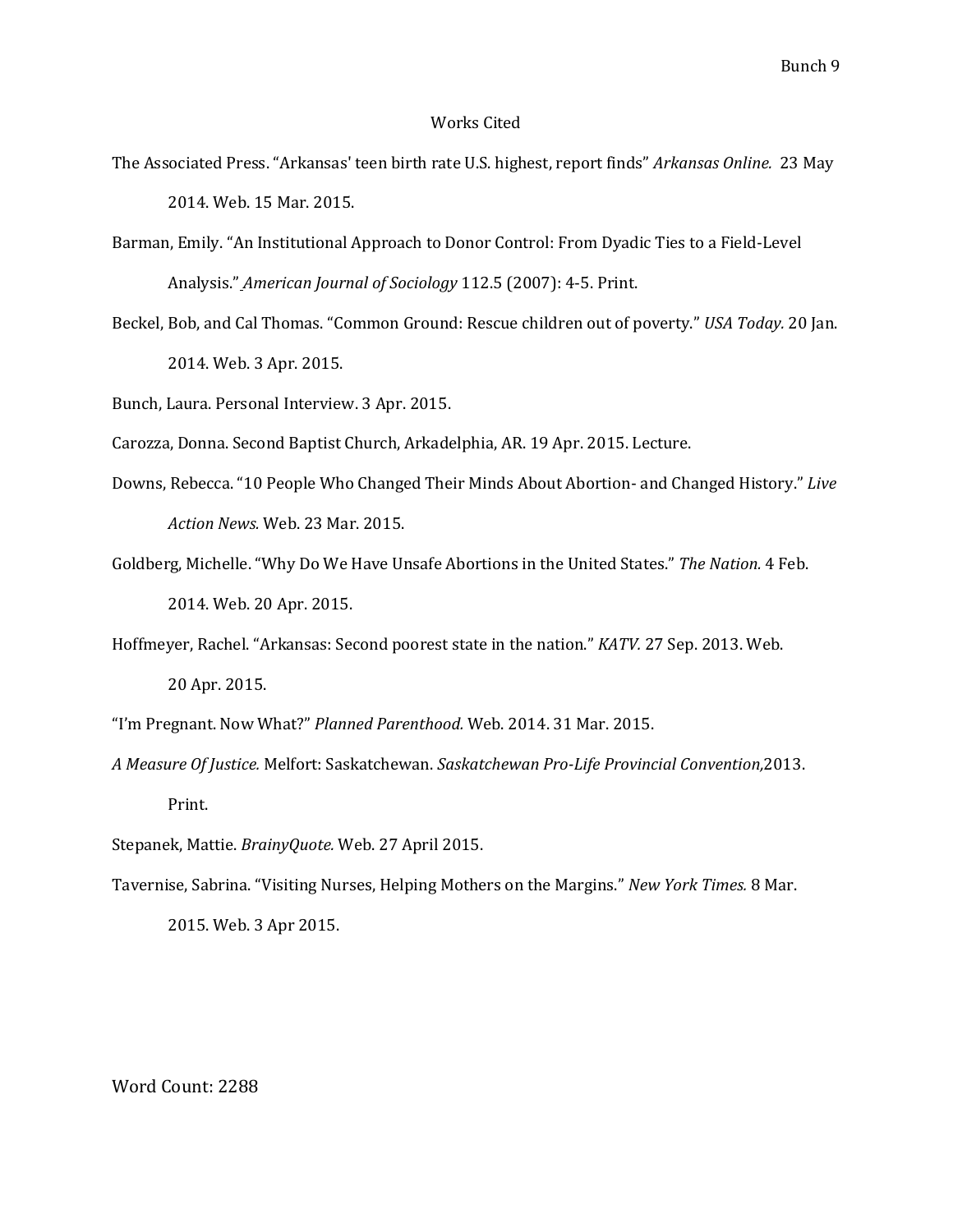# Works Cited

The Associated Press. "Arkansas' teen birth rate U.S. highest, report finds" *Arkansas Online.* 23 May 2014. Web. 15 Mar. 2015.

Barman, Emily. "An Institutional Approach to Donor Control: From Dyadic Ties to a Field-Level Analysis." *American Journal of Sociology* 112.5 (2007): 4-5. Print.

Beckel, Bob, and Cal Thomas. "Common Ground: Rescue children out of poverty." *USA Today.* 20 Jan. 2014. Web. 3 Apr. 2015.

Bunch, Laura. Personal Interview. 3 Apr. 2015.

Carozza, Donna. Second Baptist Church, Arkadelphia, AR. 19 Apr. 2015. Lecture.

Downs, Rebecca. "10 People Who Changed Their Minds About Abortion- and Changed History." *Live Action News.* Web. 23 Mar. 2015.

Goldberg, Michelle. "Why Do We Have Unsafe Abortions in the United States." *The Nation.* 4 Feb. 2014. Web. 20 Apr. 2015.

Hoffmeyer, Rachel. "Arkansas: Second poorest state in the nation." *KATV.* 27 Sep. 2013. Web. 20 Apr. 2015.

"I'm Pregnant. Now What?" *Planned Parenthood.* Web. 2014. 31 Mar. 2015.

*A Measure Of Justice.* Melfort: Saskatchewan. *Saskatchewan Pro-Life Provincial Convention,*2013. Print.

Stepanek, Mattie. *BrainyQuote.* Web. 27 April 2015.

Tavernise, Sabrina. "Visiting Nurses, Helping Mothers on the Margins." *New York Times.* 8 Mar. 2015. Web. 3 Apr 2015.

Word Count: 2288